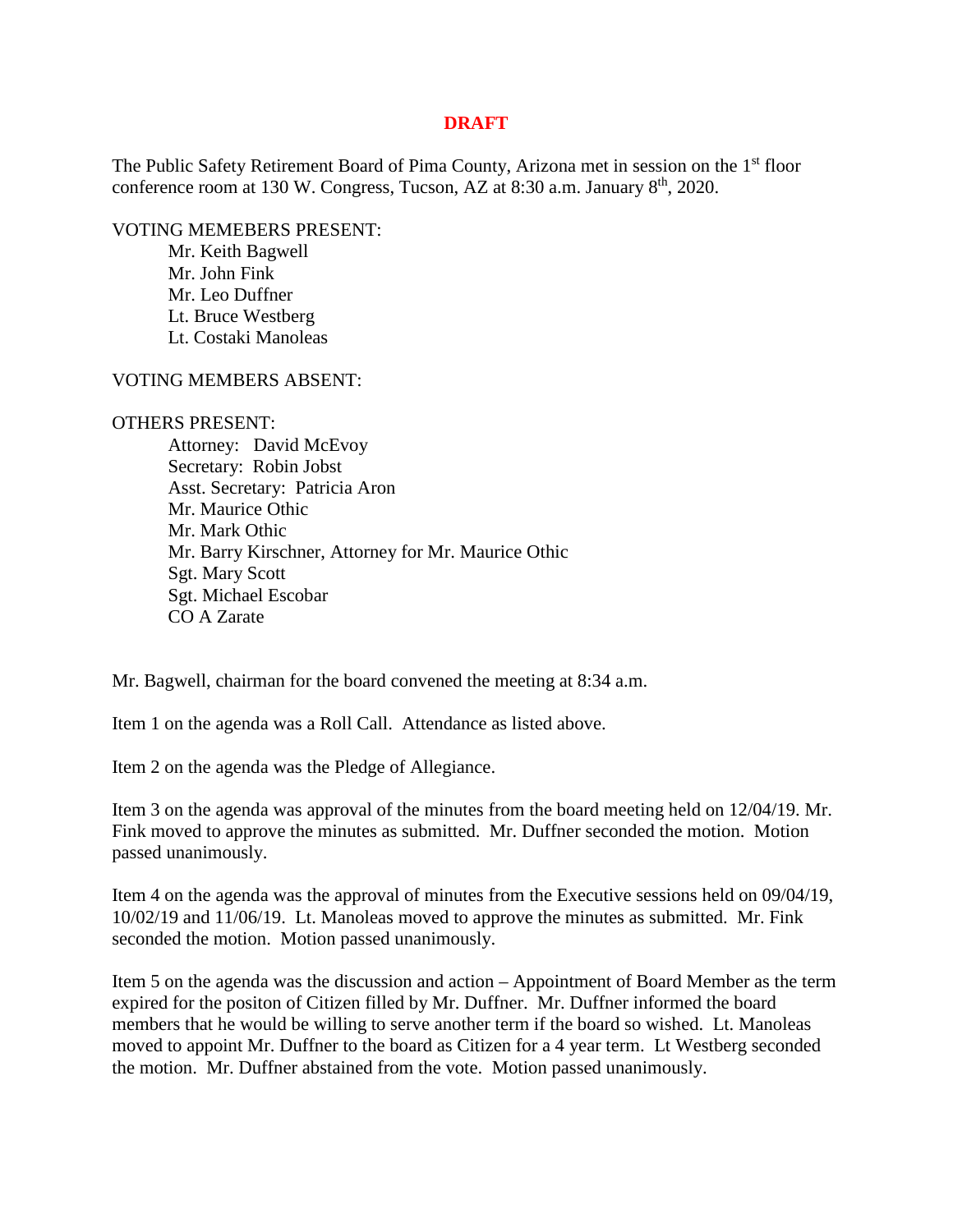**DRAFT**

The Public Safety Retirement Board of Pima County, Arizona met in session on the 1st floor conference room at 130 W. Congress, Tucson, AZ at 8:30 a.m. January 8th, 2020.

VOTING MEMEBERS PRESENT:

- Mr. Keith Bagwell
- Mr. John Fink
- Mr. Leo Duffner
- Lt. Bruce Westberg
- Lt. Costaki Manoleas

VOTING MEMBERS ABSENT:

OTHERS PRESENT:

- Attorney: David McEvoy
- Secretary: Robin Jobst
- Asst. Secretary: Patricia Aron
- Mr. Maurice Othic
- Mr. Mark Othic
- Mr. Barry Kirschner, Attorney for Mr. Maurice Othic
- Sgt. Mary Scott
- Sgt. Michael Escobar
- CO A Zarate

Mr. Bagwell, chairman for the board convened the meeting at 8:34 a.m.

Item 1 on the agenda was a Roll Call. Attendance as listed above.

Item 2 on the agenda was the Pledge of Allegiance.

Item 3 on the agenda was approval of the minutes from the board meeting held on 12/04/19. Mr. Fink moved to approve the minutes as submitted. Mr. Duffner seconded the motion. Motion passed unanimously.

Item 4 on the agenda was the approval of minutes from the Executive sessions held on 09/04/19, 10/02/19 and 11/06/19. Lt. Manoleas moved to approve the minutes as submitted. Mr. Fink seconded the motion. Motion passed unanimously.

Item 5 on the agenda was the discussion and action – Appointment of Board Member as the term expired for the positon of Citizen filled by Mr. Duffner. Mr. Duffner informed the board members that he would be willing to serve another term if the board so wished. Lt. Manoleas moved to appoint Mr. Duffner to the board as Citizen for a 4 year term. Lt Westberg seconded the motion. Mr. Duffner abstained from the vote. Motion passed unanimously.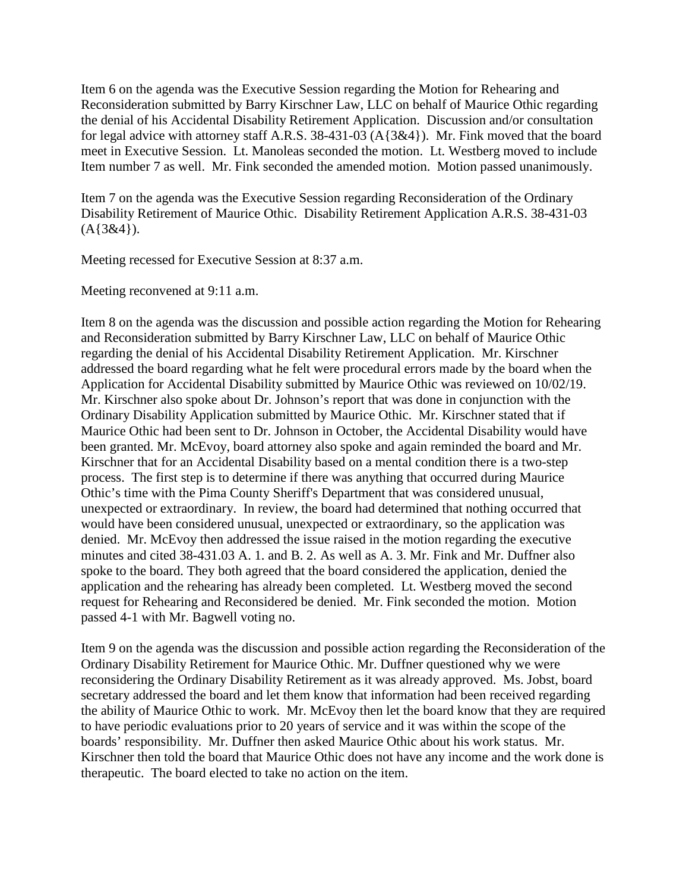Item 6 on the agenda was the Executive Session regarding the Motion for Rehearing and Reconsideration submitted by Barry Kirschner Law, LLC on behalf of Maurice Othic regarding the denial of his Accidental Disability Retirement Application. Discussion and/or consultation for legal advice with attorney staff A.R.S. 38-431-03 (A{3&4}). Mr. Fink moved that the board meet in Executive Session. Lt. Manoleas seconded the motion. Lt. Westberg moved to include Item number 7 as well. Mr. Fink seconded the amended motion. Motion passed unanimously.

Item 7 on the agenda was the Executive Session regarding Reconsideration of the Ordinary Disability Retirement of Maurice Othic. Disability Retirement Application A.R.S. 38-431-03 (A{3&4}).

Meeting recessed for Executive Session at 8:37 a.m.

Meeting reconvened at 9:11 a.m.

Item 8 on the agenda was the discussion and possible action regarding the Motion for Rehearing and Reconsideration submitted by Barry Kirschner Law, LLC on behalf of Maurice Othic regarding the denial of his Accidental Disability Retirement Application. Mr. Kirschner addressed the board regarding what he felt were procedural errors made by the board when the Application for Accidental Disability submitted by Maurice Othic was reviewed on 10/02/19. Mr. Kirschner also spoke about Dr. Johnson's report that was done in conjunction with the Ordinary Disability Application submitted by Maurice Othic. Mr. Kirschner stated that if Maurice Othic had been sent to Dr. Johnson in October, the Accidental Disability would have been granted. Mr. McEvoy, board attorney also spoke and again reminded the board and Mr. Kirschner that for an Accidental Disability based on a mental condition there is a two-step process. The first step is to determine if there was anything that occurred during Maurice Othic's time with the Pima County Sheriff's Department that was considered unusual, unexpected or extraordinary. In review, the board had determined that nothing occurred that would have been considered unusual, unexpected or extraordinary, so the application was denied. Mr. McEvoy then addressed the issue raised in the motion regarding the executive minutes and cited 38-431.03 A. 1. and B. 2. As well as A. 3. Mr. Fink and Mr. Duffner also spoke to the board. They both agreed that the board considered the application, denied the application and the rehearing has already been completed. Lt. Westberg moved the second request for Rehearing and Reconsidered be denied. Mr. Fink seconded the motion. Motion passed 4-1 with Mr. Bagwell voting no.

Item 9 on the agenda was the discussion and possible action regarding the Reconsideration of the Ordinary Disability Retirement for Maurice Othic. Mr. Duffner questioned why we were reconsidering the Ordinary Disability Retirement as it was already approved. Ms. Jobst, board secretary addressed the board and let them know that information had been received regarding the ability of Maurice Othic to work. Mr. McEvoy then let the board know that they are required to have periodic evaluations prior to 20 years of service and it was within the scope of the boards' responsibility. Mr. Duffner then asked Maurice Othic about his work status. Mr. Kirschner then told the board that Maurice Othic does not have any income and the work done is therapeutic. The board elected to take no action on the item.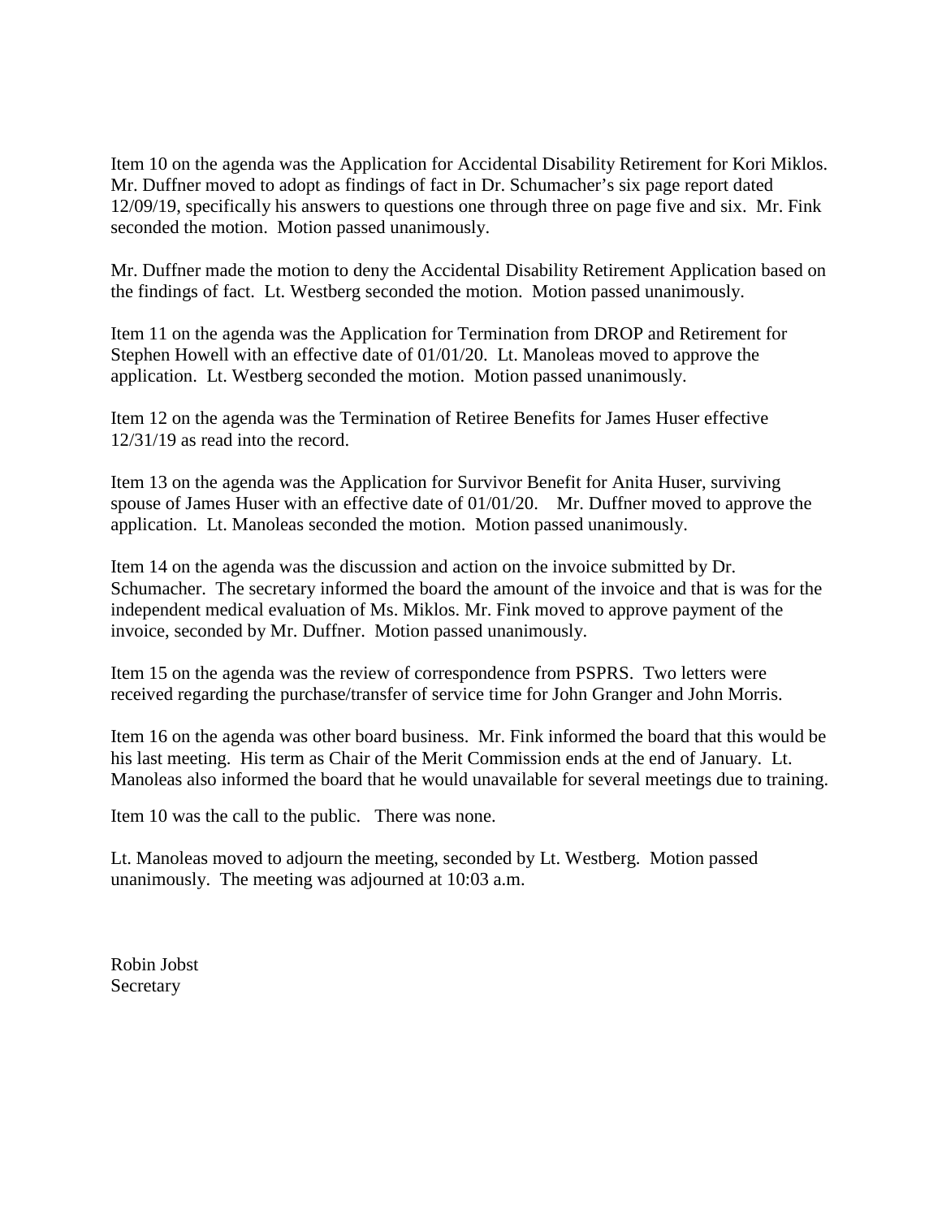Item 10 on the agenda was the Application for Accidental Disability Retirement for Kori Miklos. Mr. Duffner moved to adopt as findings of fact in Dr. Schumacher's six page report dated 12/09/19, specifically his answers to questions one through three on page five and six. Mr. Fink seconded the motion. Motion passed unanimously.

Mr. Duffner made the motion to deny the Accidental Disability Retirement Application based on the findings of fact. Lt. Westberg seconded the motion. Motion passed unanimously.

Item 11 on the agenda was the Application for Termination from DROP and Retirement for Stephen Howell with an effective date of 01/01/20. Lt. Manoleas moved to approve the application. Lt. Westberg seconded the motion. Motion passed unanimously.

Item 12 on the agenda was the Termination of Retiree Benefits for James Huser effective 12/31/19 as read into the record.

Item 13 on the agenda was the Application for Survivor Benefit for Anita Huser, surviving spouse of James Huser with an effective date of 01/01/20. Mr. Duffner moved to approve the application. Lt. Manoleas seconded the motion. Motion passed unanimously.

Item 14 on the agenda was the discussion and action on the invoice submitted by Dr. Schumacher. The secretary informed the board the amount of the invoice and that is was for the independent medical evaluation of Ms. Miklos. Mr. Fink moved to approve payment of the invoice, seconded by Mr. Duffner. Motion passed unanimously.

Item 15 on the agenda was the review of correspondence from PSPRS. Two letters were received regarding the purchase/transfer of service time for John Granger and John Morris.

Item 16 on the agenda was other board business. Mr. Fink informed the board that this would be his last meeting. His term as Chair of the Merit Commission ends at the end of January. Lt. Manoleas also informed the board that he would unavailable for several meetings due to training.

Item 10 was the call to the public. There was none.

Lt. Manoleas moved to adjourn the meeting, seconded by Lt. Westberg. Motion passed unanimously. The meeting was adjourned at 10:03 a.m.

Robin Jobst
Secretary